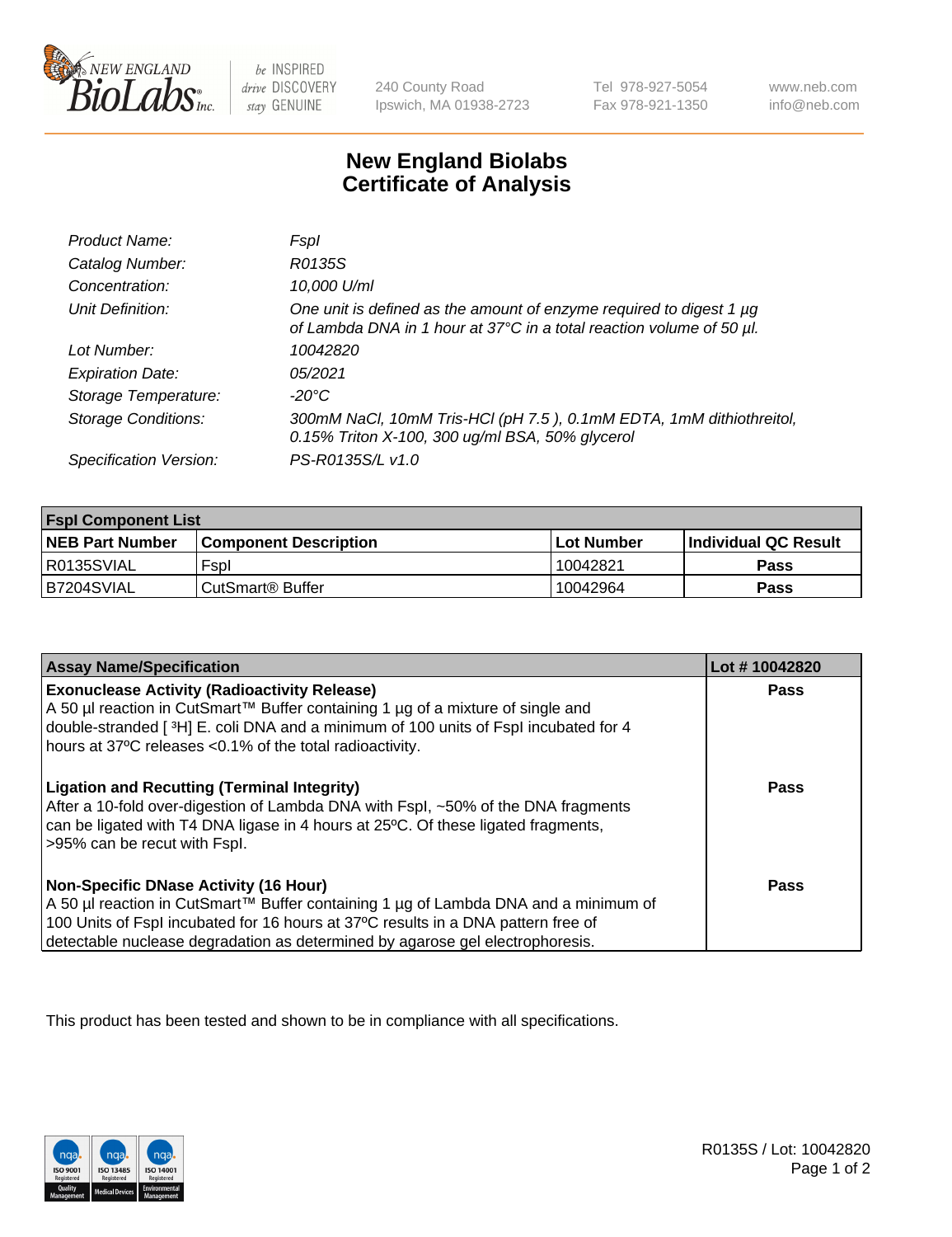New England BioLabs Inc. — be INSPIRED drive DISCOVERY stay GENUINE

240 County Road
Ipswich, MA 01938-2723

Tel 978-927-5054
Fax 978-921-1350

www.neb.com
info@neb.com

# New England Biolabs Certificate of Analysis

| | |
|---|---|
| *Product Name:* | *FspI* |
| *Catalog Number:* | *R0135S* |
| *Concentration:* | *10,000 U/ml* |
| *Unit Definition:* | *One unit is defined as the amount of enzyme required to digest 1 µg of Lambda DNA in 1 hour at 37°C in a total reaction volume of 50 µl.* |
| *Lot Number:* | *10042820* |
| *Expiration Date:* | *05/2021* |
| *Storage Temperature:* | *-20°C* |
| *Storage Conditions:* | *300mM NaCl, 10mM Tris-HCl (pH 7.5 ), 0.1mM EDTA, 1mM dithiothreitol, 0.15% Triton X-100, 300 ug/ml BSA, 50% glycerol* |
| *Specification Version:* | *PS-R0135S/L v1.0* |

| **FspI Component List** | | | |
|---|---|---|---|
| **NEB Part Number** | **Component Description** | **Lot Number** | **Individual QC Result** |
| R0135SVIAL | FspI | 10042821 | **Pass** |
| B7204SVIAL | CutSmart® Buffer | 10042964 | **Pass** |

| **Assay Name/Specification** | **Lot # 10042820** |
|---|---|
| **Exonuclease Activity (Radioactivity Release)**<br>A 50 µl reaction in CutSmart™ Buffer containing 1 µg of a mixture of single and double-stranded [ ³H] E. coli DNA and a minimum of 100 units of FspI incubated for 4 hours at 37ºC releases <0.1% of the total radioactivity. | **Pass** |
| **Ligation and Recutting (Terminal Integrity)**<br>After a 10-fold over-digestion of Lambda DNA with FspI, ~50% of the DNA fragments can be ligated with T4 DNA ligase in 4 hours at 25ºC. Of these ligated fragments, >95% can be recut with FspI. | **Pass** |
| **Non-Specific DNase Activity (16 Hour)**<br>A 50 µl reaction in CutSmart™ Buffer containing 1 µg of Lambda DNA and a minimum of 100 Units of FspI incubated for 16 hours at 37ºC results in a DNA pattern free of detectable nuclease degradation as determined by agarose gel electrophoresis. | **Pass** |

This product has been tested and shown to be in compliance with all specifications.

R0135S / Lot: 10042820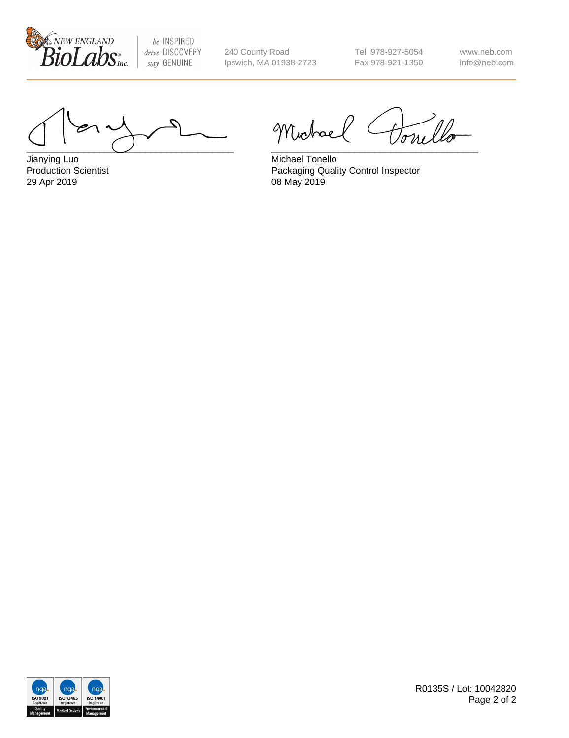Jianying Luo
Production Scientist
29 Apr 2019

Michael Tonello
Packaging Quality Control Inspector
08 May 2019

R0135S / Lot: 10042820